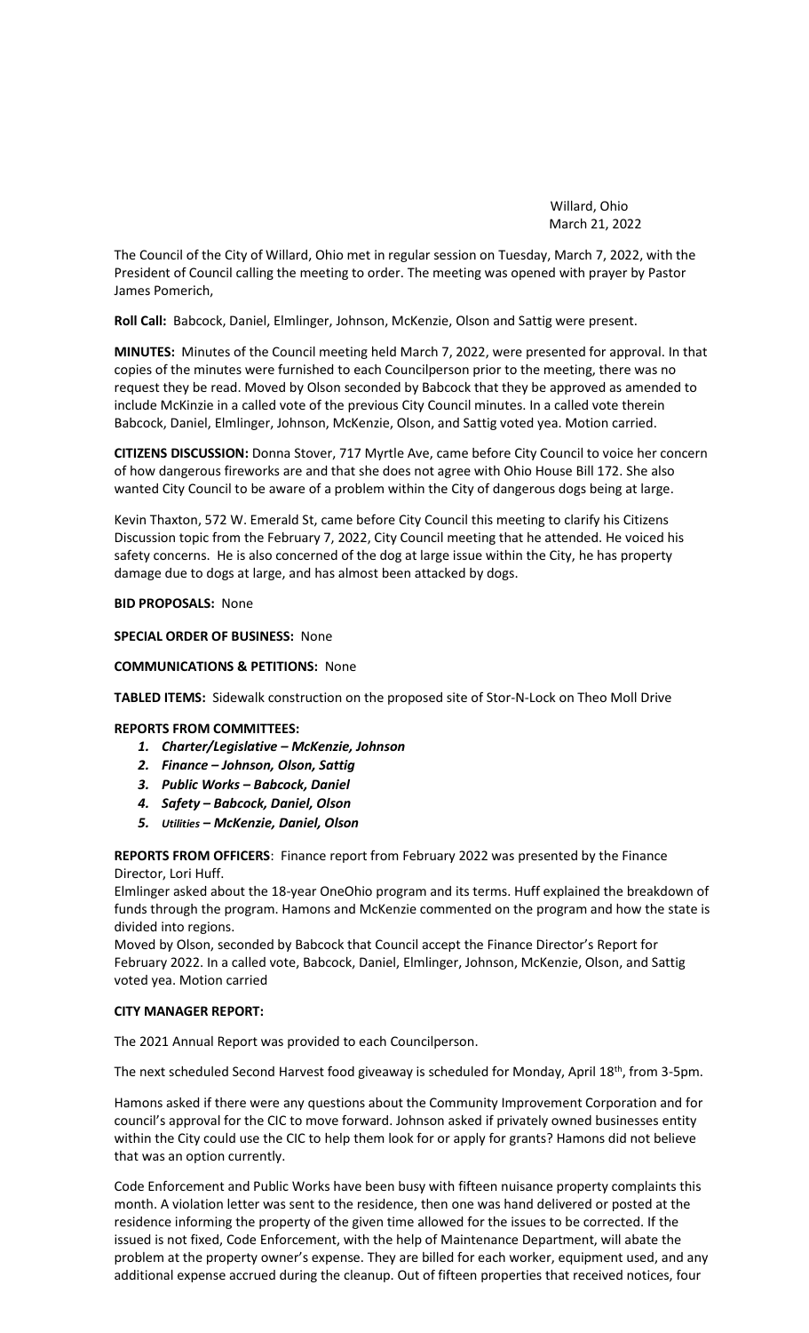Willard, Ohio
March 21, 2022

The Council of the City of Willard, Ohio met in regular session on Tuesday, March 7, 2022, with the President of Council calling the meeting to order. The meeting was opened with prayer by Pastor James Pomerich,

**Roll Call:** Babcock, Daniel, Elmlinger, Johnson, McKenzie, Olson and Sattig were present.

**MINUTES:** Minutes of the Council meeting held March 7, 2022, were presented for approval. In that copies of the minutes were furnished to each Councilperson prior to the meeting, there was no request they be read. Moved by Olson seconded by Babcock that they be approved as amended to include McKinzie in a called vote of the previous City Council minutes. In a called vote therein Babcock, Daniel, Elmlinger, Johnson, McKenzie, Olson, and Sattig voted yea. Motion carried.

**CITIZENS DISCUSSION:** Donna Stover, 717 Myrtle Ave, came before City Council to voice her concern of how dangerous fireworks are and that she does not agree with Ohio House Bill 172. She also wanted City Council to be aware of a problem within the City of dangerous dogs being at large.

Kevin Thaxton, 572 W. Emerald St, came before City Council this meeting to clarify his Citizens Discussion topic from the February 7, 2022, City Council meeting that he attended. He voiced his safety concerns. He is also concerned of the dog at large issue within the City, he has property damage due to dogs at large, and has almost been attacked by dogs.

**BID PROPOSALS:** None

**SPECIAL ORDER OF BUSINESS:** None

**COMMUNICATIONS & PETITIONS:** None

**TABLED ITEMS:** Sidewalk construction on the proposed site of Stor-N-Lock on Theo Moll Drive

**REPORTS FROM COMMITTEES:**

1. ***Charter/Legislative – McKenzie, Johnson***
2. ***Finance – Johnson, Olson, Sattig***
3. ***Public Works – Babcock, Daniel***
4. ***Safety – Babcock, Daniel, Olson***
5. ***Utilities – McKenzie, Daniel, Olson***

**REPORTS FROM OFFICERS**: Finance report from February 2022 was presented by the Finance Director, Lori Huff.

Elmlinger asked about the 18-year OneOhio program and its terms. Huff explained the breakdown of funds through the program. Hamons and McKenzie commented on the program and how the state is divided into regions.

Moved by Olson, seconded by Babcock that Council accept the Finance Director's Report for February 2022. In a called vote, Babcock, Daniel, Elmlinger, Johnson, McKenzie, Olson, and Sattig voted yea. Motion carried

**CITY MANAGER REPORT:**

The 2021 Annual Report was provided to each Councilperson.

The next scheduled Second Harvest food giveaway is scheduled for Monday, April 18th, from 3-5pm.

Hamons asked if there were any questions about the Community Improvement Corporation and for council's approval for the CIC to move forward. Johnson asked if privately owned businesses entity within the City could use the CIC to help them look for or apply for grants? Hamons did not believe that was an option currently.

Code Enforcement and Public Works have been busy with fifteen nuisance property complaints this month. A violation letter was sent to the residence, then one was hand delivered or posted at the residence informing the property of the given time allowed for the issues to be corrected. If the issued is not fixed, Code Enforcement, with the help of Maintenance Department, will abate the problem at the property owner's expense. They are billed for each worker, equipment used, and any additional expense accrued during the cleanup. Out of fifteen properties that received notices, four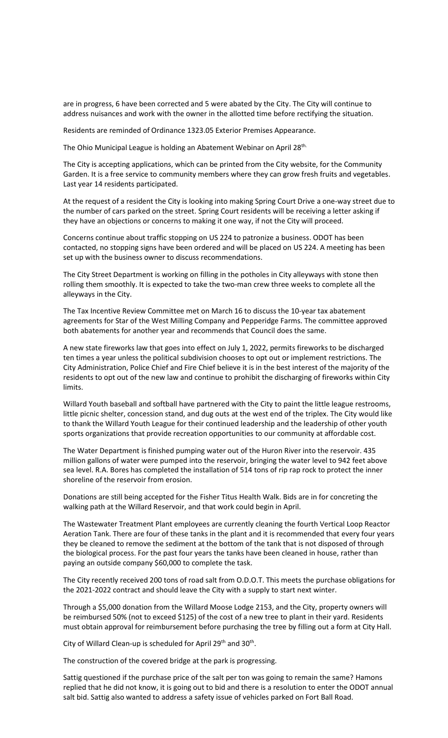are in progress, 6 have been corrected and 5 were abated by the City. The City will continue to address nuisances and work with the owner in the allotted time before rectifying the situation.

Residents are reminded of Ordinance 1323.05 Exterior Premises Appearance.

The Ohio Municipal League is holding an Abatement Webinar on April 28th.

The City is accepting applications, which can be printed from the City website, for the Community Garden. It is a free service to community members where they can grow fresh fruits and vegetables. Last year 14 residents participated.

At the request of a resident the City is looking into making Spring Court Drive a one-way street due to the number of cars parked on the street. Spring Court residents will be receiving a letter asking if they have an objections or concerns to making it one way, if not the City will proceed.

Concerns continue about traffic stopping on US 224 to patronize a business. ODOT has been contacted, no stopping signs have been ordered and will be placed on US 224. A meeting has been set up with the business owner to discuss recommendations.

The City Street Department is working on filling in the potholes in City alleyways with stone then rolling them smoothly. It is expected to take the two-man crew three weeks to complete all the alleyways in the City.

The Tax Incentive Review Committee met on March 16 to discuss the 10-year tax abatement agreements for Star of the West Milling Company and Pepperidge Farms. The committee approved both abatements for another year and recommends that Council does the same.

A new state fireworks law that goes into effect on July 1, 2022, permits fireworks to be discharged ten times a year unless the political subdivision chooses to opt out or implement restrictions. The City Administration, Police Chief and Fire Chief believe it is in the best interest of the majority of the residents to opt out of the new law and continue to prohibit the discharging of fireworks within City limits.

Willard Youth baseball and softball have partnered with the City to paint the little league restrooms, little picnic shelter, concession stand, and dug outs at the west end of the triplex. The City would like to thank the Willard Youth League for their continued leadership and the leadership of other youth sports organizations that provide recreation opportunities to our community at affordable cost.

The Water Department is finished pumping water out of the Huron River into the reservoir. 435 million gallons of water were pumped into the reservoir, bringing the water level to 942 feet above sea level. R.A. Bores has completed the installation of 514 tons of rip rap rock to protect the inner shoreline of the reservoir from erosion.

Donations are still being accepted for the Fisher Titus Health Walk. Bids are in for concreting the walking path at the Willard Reservoir, and that work could begin in April.

The Wastewater Treatment Plant employees are currently cleaning the fourth Vertical Loop Reactor Aeration Tank. There are four of these tanks in the plant and it is recommended that every four years they be cleaned to remove the sediment at the bottom of the tank that is not disposed of through the biological process. For the past four years the tanks have been cleaned in house, rather than paying an outside company $60,000 to complete the task.

The City recently received 200 tons of road salt from O.D.O.T. This meets the purchase obligations for the 2021-2022 contract and should leave the City with a supply to start next winter.

Through a $5,000 donation from the Willard Moose Lodge 2153, and the City, property owners will be reimbursed 50% (not to exceed $125) of the cost of a new tree to plant in their yard. Residents must obtain approval for reimbursement before purchasing the tree by filling out a form at City Hall.

City of Willard Clean-up is scheduled for April 29th and 30th.

The construction of the covered bridge at the park is progressing.

Sattig questioned if the purchase price of the salt per ton was going to remain the same? Hamons replied that he did not know, it is going out to bid and there is a resolution to enter the ODOT annual salt bid. Sattig also wanted to address a safety issue of vehicles parked on Fort Ball Road.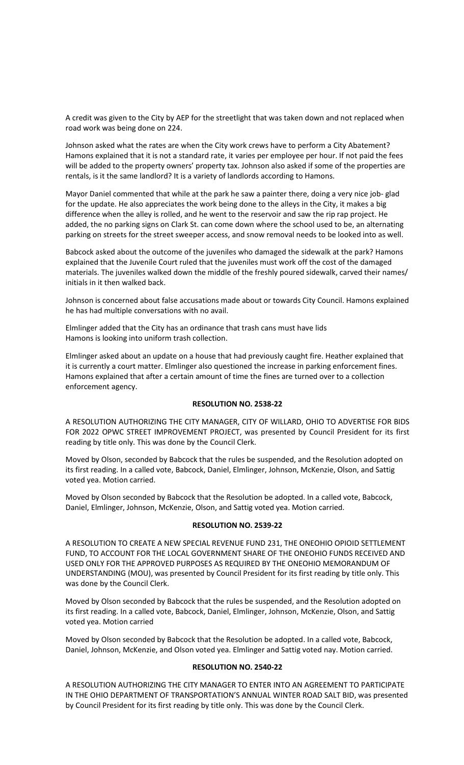A credit was given to the City by AEP for the streetlight that was taken down and not replaced when road work was being done on 224.

Johnson asked what the rates are when the City work crews have to perform a City Abatement? Hamons explained that it is not a standard rate, it varies per employee per hour. If not paid the fees will be added to the property owners' property tax. Johnson also asked if some of the properties are rentals, is it the same landlord? It is a variety of landlords according to Hamons.

Mayor Daniel commented that while at the park he saw a painter there, doing a very nice job- glad for the update. He also appreciates the work being done to the alleys in the City, it makes a big difference when the alley is rolled, and he went to the reservoir and saw the rip rap project. He added, the no parking signs on Clark St. can come down where the school used to be, an alternating parking on streets for the street sweeper access, and snow removal needs to be looked into as well.

Babcock asked about the outcome of the juveniles who damaged the sidewalk at the park? Hamons explained that the Juvenile Court ruled that the juveniles must work off the cost of the damaged materials. The juveniles walked down the middle of the freshly poured sidewalk, carved their names/ initials in it then walked back.

Johnson is concerned about false accusations made about or towards City Council. Hamons explained he has had multiple conversations with no avail.

Elmlinger added that the City has an ordinance that trash cans must have lids
Hamons is looking into uniform trash collection.

Elmlinger asked about an update on a house that had previously caught fire. Heather explained that it is currently a court matter. Elmlinger also questioned the increase in parking enforcement fines. Hamons explained that after a certain amount of time the fines are turned over to a collection enforcement agency.

**RESOLUTION NO. 2538-22**

A RESOLUTION AUTHORIZING THE CITY MANAGER, CITY OF WILLARD, OHIO TO ADVERTISE FOR BIDS FOR 2022 OPWC STREET IMPROVEMENT PROJECT, was presented by Council President for its first reading by title only. This was done by the Council Clerk.

Moved by Olson, seconded by Babcock that the rules be suspended, and the Resolution adopted on its first reading. In a called vote, Babcock, Daniel, Elmlinger, Johnson, McKenzie, Olson, and Sattig voted yea. Motion carried.

Moved by Olson seconded by Babcock that the Resolution be adopted. In a called vote, Babcock, Daniel, Elmlinger, Johnson, McKenzie, Olson, and Sattig voted yea. Motion carried.

**RESOLUTION NO. 2539-22**

A RESOLUTION TO CREATE A NEW SPECIAL REVENUE FUND 231, THE ONEOHIO OPIOID SETTLEMENT FUND, TO ACCOUNT FOR THE LOCAL GOVERNMENT SHARE OF THE ONEOHIO FUNDS RECEIVED AND USED ONLY FOR THE APPROVED PURPOSES AS REQUIRED BY THE ONEOHIO MEMORANDUM OF UNDERSTANDING (MOU), was presented by Council President for its first reading by title only. This was done by the Council Clerk.

Moved by Olson seconded by Babcock that the rules be suspended, and the Resolution adopted on its first reading. In a called vote, Babcock, Daniel, Elmlinger, Johnson, McKenzie, Olson, and Sattig voted yea. Motion carried

Moved by Olson seconded by Babcock that the Resolution be adopted. In a called vote, Babcock, Daniel, Johnson, McKenzie, and Olson voted yea. Elmlinger and Sattig voted nay. Motion carried.

**RESOLUTION NO. 2540-22**

A RESOLUTION AUTHORIZING THE CITY MANAGER TO ENTER INTO AN AGREEMENT TO PARTICIPATE IN THE OHIO DEPARTMENT OF TRANSPORTATION'S ANNUAL WINTER ROAD SALT BID, was presented by Council President for its first reading by title only. This was done by the Council Clerk.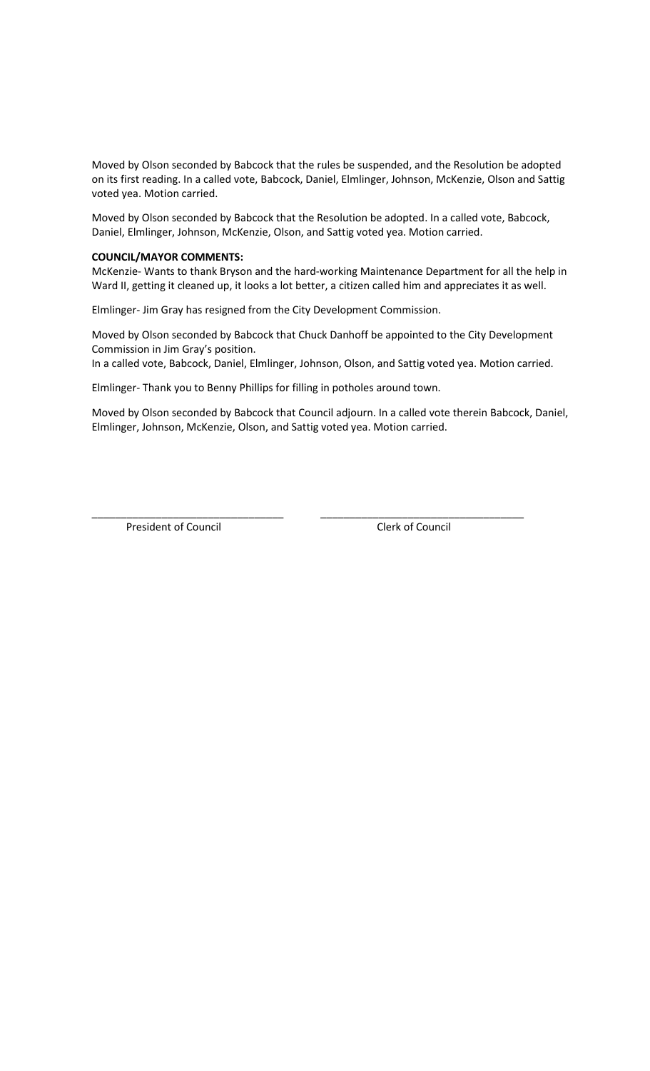Moved by Olson seconded by Babcock that the rules be suspended, and the Resolution be adopted on its first reading. In a called vote, Babcock, Daniel, Elmlinger, Johnson, McKenzie, Olson and Sattig voted yea. Motion carried.

Moved by Olson seconded by Babcock that the Resolution be adopted. In a called vote, Babcock, Daniel, Elmlinger, Johnson, McKenzie, Olson, and Sattig voted yea. Motion carried.

**COUNCIL/MAYOR COMMENTS:**

McKenzie- Wants to thank Bryson and the hard-working Maintenance Department for all the help in Ward II, getting it cleaned up, it looks a lot better, a citizen called him and appreciates it as well.

Elmlinger- Jim Gray has resigned from the City Development Commission.

Moved by Olson seconded by Babcock that Chuck Danhoff be appointed to the City Development Commission in Jim Gray's position.
In a called vote, Babcock, Daniel, Elmlinger, Johnson, Olson, and Sattig voted yea. Motion carried.

Elmlinger- Thank you to Benny Phillips for filling in potholes around town.

Moved by Olson seconded by Babcock that Council adjourn. In a called vote therein Babcock, Daniel, Elmlinger, Johnson, McKenzie, Olson, and Sattig voted yea. Motion carried.

________________________________ ________________________________

President of Council Clerk of Council